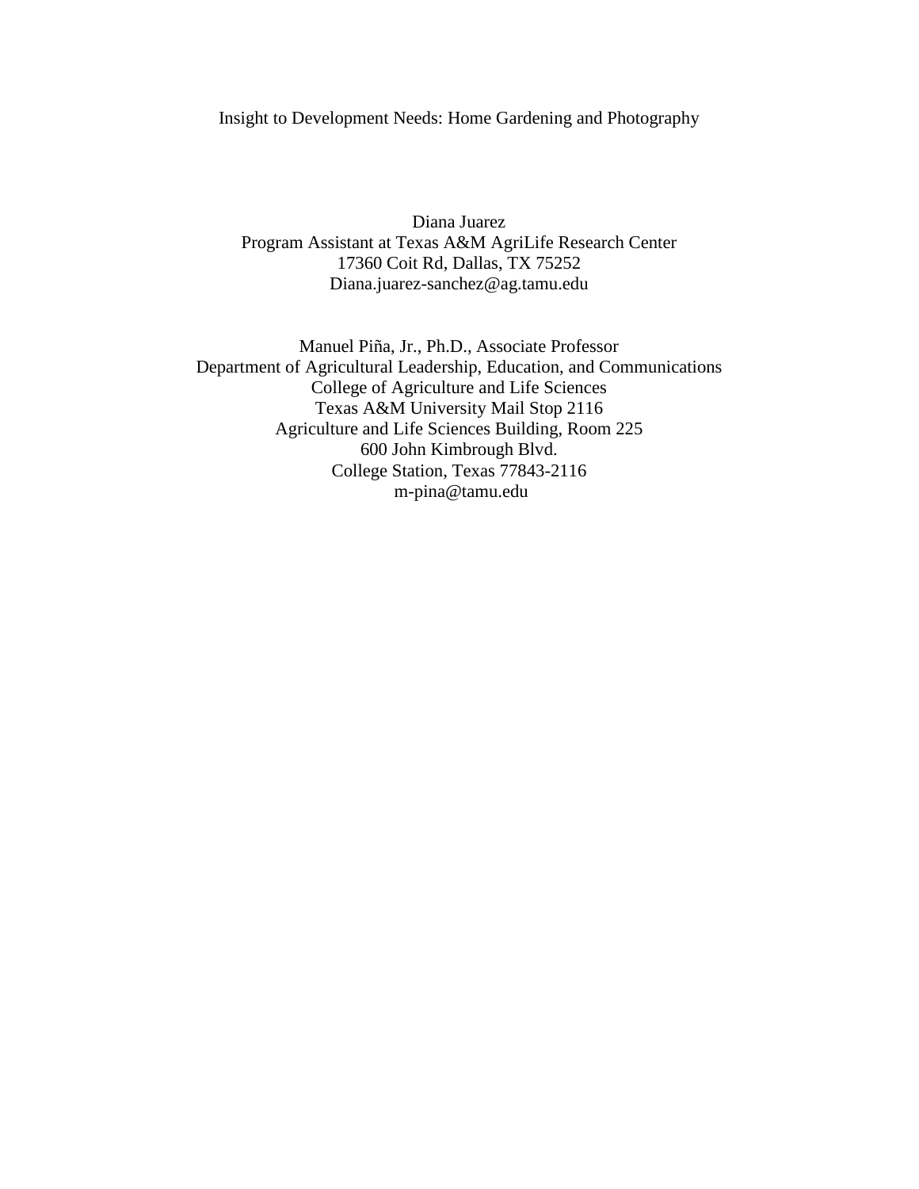# Insight to Development Needs: Home Gardening and Photography

Diana Juarez
Program Assistant at Texas A&M AgriLife Research Center
17360 Coit Rd, Dallas, TX 75252
Diana.juarez-sanchez@ag.tamu.edu

Manuel Piña, Jr., Ph.D., Associate Professor
Department of Agricultural Leadership, Education, and Communications
College of Agriculture and Life Sciences
Texas A&M University Mail Stop 2116
Agriculture and Life Sciences Building, Room 225
600 John Kimbrough Blvd.
College Station, Texas 77843-2116
m-pina@tamu.edu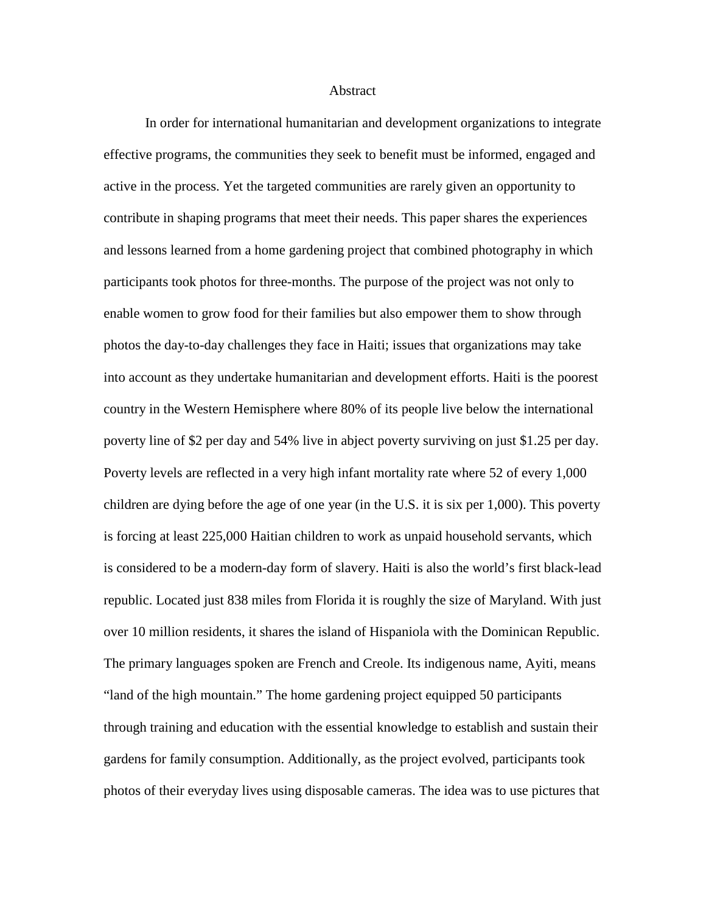# Abstract

In order for international humanitarian and development organizations to integrate effective programs, the communities they seek to benefit must be informed, engaged and active in the process. Yet the targeted communities are rarely given an opportunity to contribute in shaping programs that meet their needs. This paper shares the experiences and lessons learned from a home gardening project that combined photography in which participants took photos for three-months. The purpose of the project was not only to enable women to grow food for their families but also empower them to show through photos the day-to-day challenges they face in Haiti; issues that organizations may take into account as they undertake humanitarian and development efforts. Haiti is the poorest country in the Western Hemisphere where 80% of its people live below the international poverty line of $2 per day and 54% live in abject poverty surviving on just $1.25 per day. Poverty levels are reflected in a very high infant mortality rate where 52 of every 1,000 children are dying before the age of one year (in the U.S. it is six per 1,000). This poverty is forcing at least 225,000 Haitian children to work as unpaid household servants, which is considered to be a modern-day form of slavery. Haiti is also the world's first black-lead republic. Located just 838 miles from Florida it is roughly the size of Maryland. With just over 10 million residents, it shares the island of Hispaniola with the Dominican Republic. The primary languages spoken are French and Creole. Its indigenous name, Ayiti, means "land of the high mountain." The home gardening project equipped 50 participants through training and education with the essential knowledge to establish and sustain their gardens for family consumption. Additionally, as the project evolved, participants took photos of their everyday lives using disposable cameras. The idea was to use pictures that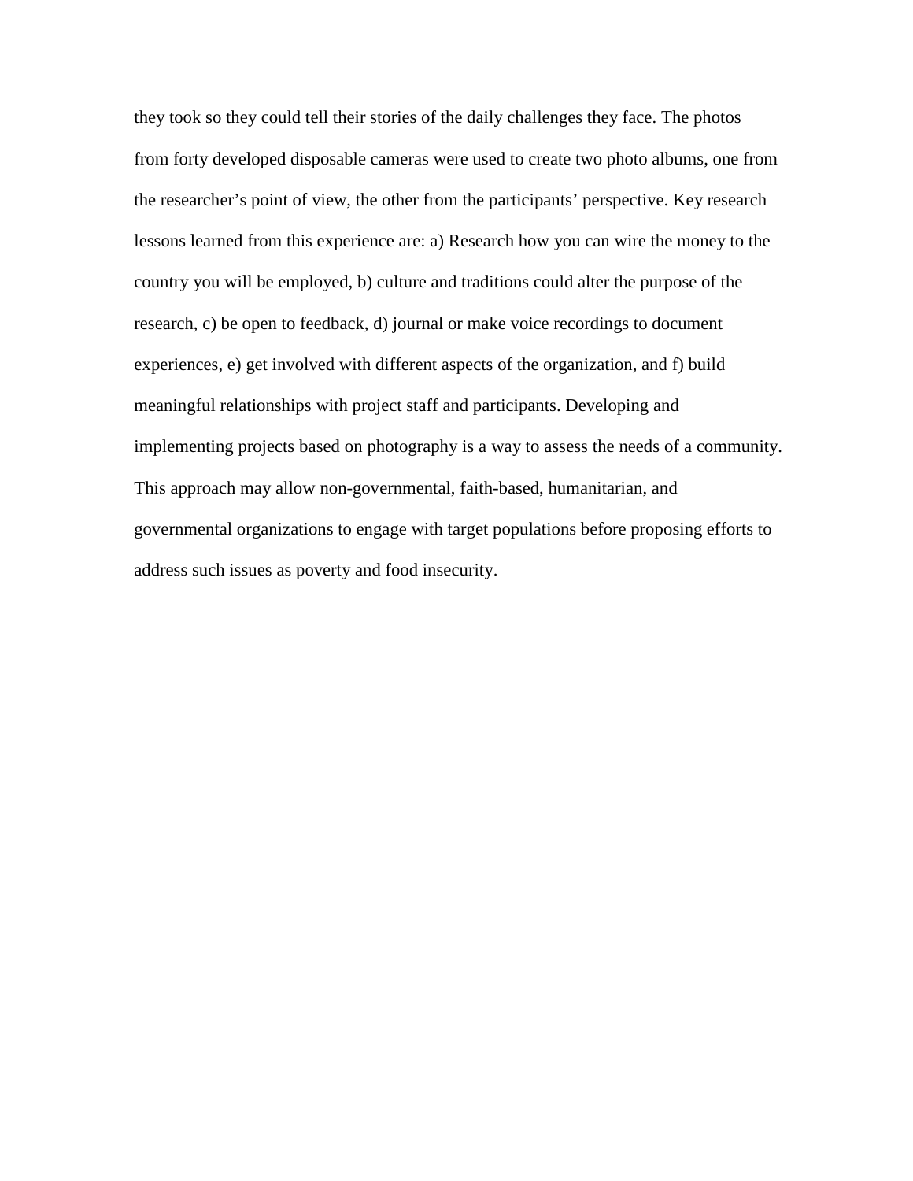they took so they could tell their stories of the daily challenges they face. The photos from forty developed disposable cameras were used to create two photo albums, one from the researcher's point of view, the other from the participants' perspective. Key research lessons learned from this experience are: a) Research how you can wire the money to the country you will be employed, b) culture and traditions could alter the purpose of the research, c) be open to feedback, d) journal or make voice recordings to document experiences, e) get involved with different aspects of the organization, and f) build meaningful relationships with project staff and participants. Developing and implementing projects based on photography is a way to assess the needs of a community. This approach may allow non-governmental, faith-based, humanitarian, and governmental organizations to engage with target populations before proposing efforts to address such issues as poverty and food insecurity.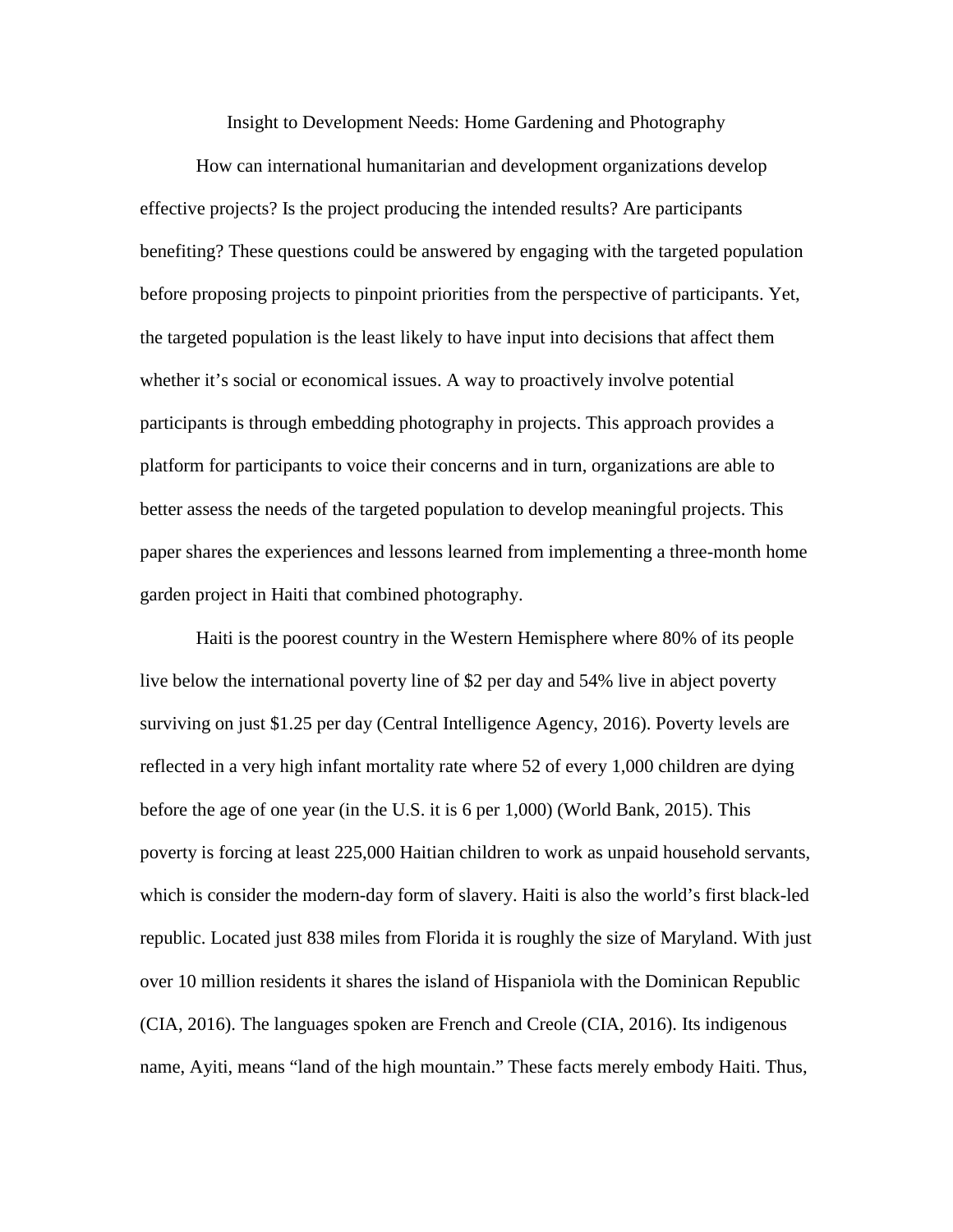# Insight to Development Needs: Home Gardening and Photography

How can international humanitarian and development organizations develop effective projects? Is the project producing the intended results? Are participants benefiting? These questions could be answered by engaging with the targeted population before proposing projects to pinpoint priorities from the perspective of participants. Yet, the targeted population is the least likely to have input into decisions that affect them whether it's social or economical issues. A way to proactively involve potential participants is through embedding photography in projects. This approach provides a platform for participants to voice their concerns and in turn, organizations are able to better assess the needs of the targeted population to develop meaningful projects. This paper shares the experiences and lessons learned from implementing a three-month home garden project in Haiti that combined photography.

Haiti is the poorest country in the Western Hemisphere where 80% of its people live below the international poverty line of $2 per day and 54% live in abject poverty surviving on just $1.25 per day (Central Intelligence Agency, 2016). Poverty levels are reflected in a very high infant mortality rate where 52 of every 1,000 children are dying before the age of one year (in the U.S. it is 6 per 1,000) (World Bank, 2015). This poverty is forcing at least 225,000 Haitian children to work as unpaid household servants, which is consider the modern-day form of slavery. Haiti is also the world's first black-led republic. Located just 838 miles from Florida it is roughly the size of Maryland. With just over 10 million residents it shares the island of Hispaniola with the Dominican Republic (CIA, 2016). The languages spoken are French and Creole (CIA, 2016). Its indigenous name, Ayiti, means "land of the high mountain." These facts merely embody Haiti. Thus,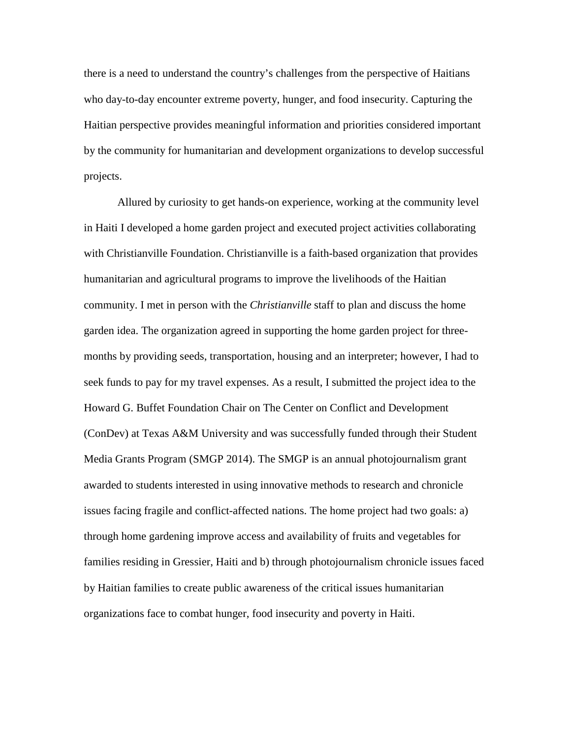there is a need to understand the country's challenges from the perspective of Haitians who day-to-day encounter extreme poverty, hunger, and food insecurity. Capturing the Haitian perspective provides meaningful information and priorities considered important by the community for humanitarian and development organizations to develop successful projects.

Allured by curiosity to get hands-on experience, working at the community level in Haiti I developed a home garden project and executed project activities collaborating with Christianville Foundation. Christianville is a faith-based organization that provides humanitarian and agricultural programs to improve the livelihoods of the Haitian community. I met in person with the *Christianville* staff to plan and discuss the home garden idea. The organization agreed in supporting the home garden project for three-months by providing seeds, transportation, housing and an interpreter; however, I had to seek funds to pay for my travel expenses. As a result, I submitted the project idea to the Howard G. Buffet Foundation Chair on The Center on Conflict and Development (ConDev) at Texas A&M University and was successfully funded through their Student Media Grants Program (SMGP 2014). The SMGP is an annual photojournalism grant awarded to students interested in using innovative methods to research and chronicle issues facing fragile and conflict-affected nations. The home project had two goals: a) through home gardening improve access and availability of fruits and vegetables for families residing in Gressier, Haiti and b) through photojournalism chronicle issues faced by Haitian families to create public awareness of the critical issues humanitarian organizations face to combat hunger, food insecurity and poverty in Haiti.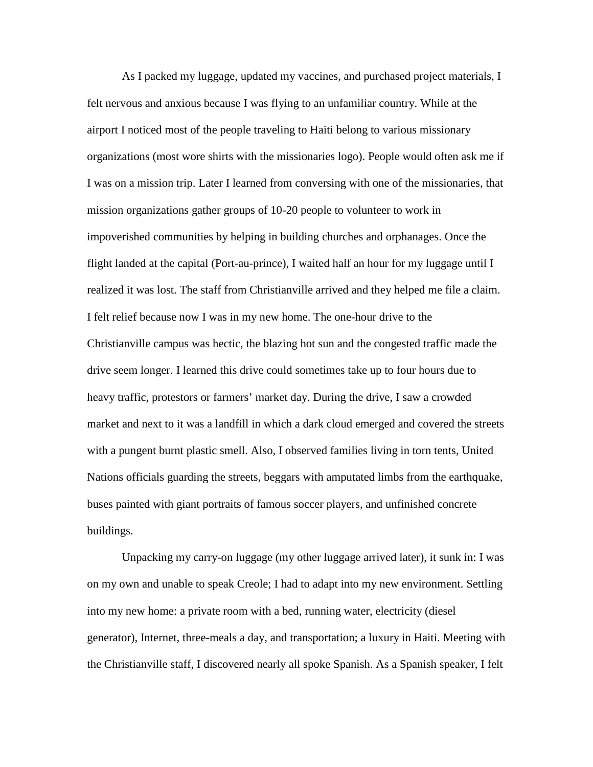As I packed my luggage, updated my vaccines, and purchased project materials, I felt nervous and anxious because I was flying to an unfamiliar country. While at the airport I noticed most of the people traveling to Haiti belong to various missionary organizations (most wore shirts with the missionaries logo). People would often ask me if I was on a mission trip. Later I learned from conversing with one of the missionaries, that mission organizations gather groups of 10-20 people to volunteer to work in impoverished communities by helping in building churches and orphanages. Once the flight landed at the capital (Port-au-prince), I waited half an hour for my luggage until I realized it was lost. The staff from Christianville arrived and they helped me file a claim. I felt relief because now I was in my new home. The one-hour drive to the Christianville campus was hectic, the blazing hot sun and the congested traffic made the drive seem longer. I learned this drive could sometimes take up to four hours due to heavy traffic, protestors or farmers' market day. During the drive, I saw a crowded market and next to it was a landfill in which a dark cloud emerged and covered the streets with a pungent burnt plastic smell. Also, I observed families living in torn tents, United Nations officials guarding the streets, beggars with amputated limbs from the earthquake, buses painted with giant portraits of famous soccer players, and unfinished concrete buildings.

Unpacking my carry-on luggage (my other luggage arrived later), it sunk in: I was on my own and unable to speak Creole; I had to adapt into my new environment. Settling into my new home: a private room with a bed, running water, electricity (diesel generator), Internet, three-meals a day, and transportation; a luxury in Haiti. Meeting with the Christianville staff, I discovered nearly all spoke Spanish. As a Spanish speaker, I felt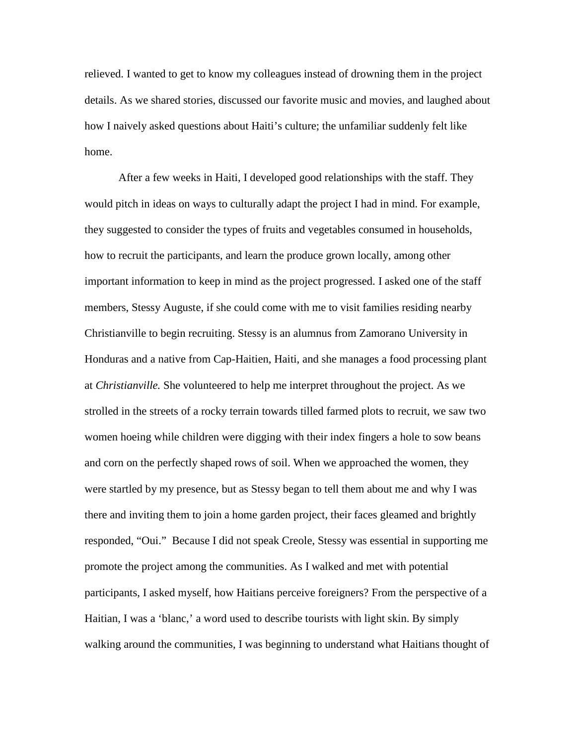relieved. I wanted to get to know my colleagues instead of drowning them in the project details. As we shared stories, discussed our favorite music and movies, and laughed about how I naively asked questions about Haiti's culture; the unfamiliar suddenly felt like home.

After a few weeks in Haiti, I developed good relationships with the staff. They would pitch in ideas on ways to culturally adapt the project I had in mind. For example, they suggested to consider the types of fruits and vegetables consumed in households, how to recruit the participants, and learn the produce grown locally, among other important information to keep in mind as the project progressed. I asked one of the staff members, Stessy Auguste, if she could come with me to visit families residing nearby Christianville to begin recruiting. Stessy is an alumnus from Zamorano University in Honduras and a native from Cap-Haitien, Haiti, and she manages a food processing plant at *Christianville.* She volunteered to help me interpret throughout the project. As we strolled in the streets of a rocky terrain towards tilled farmed plots to recruit, we saw two women hoeing while children were digging with their index fingers a hole to sow beans and corn on the perfectly shaped rows of soil. When we approached the women, they were startled by my presence, but as Stessy began to tell them about me and why I was there and inviting them to join a home garden project, their faces gleamed and brightly responded, "Oui." Because I did not speak Creole, Stessy was essential in supporting me promote the project among the communities. As I walked and met with potential participants, I asked myself, how Haitians perceive foreigners? From the perspective of a Haitian, I was a 'blanc,' a word used to describe tourists with light skin. By simply walking around the communities, I was beginning to understand what Haitians thought of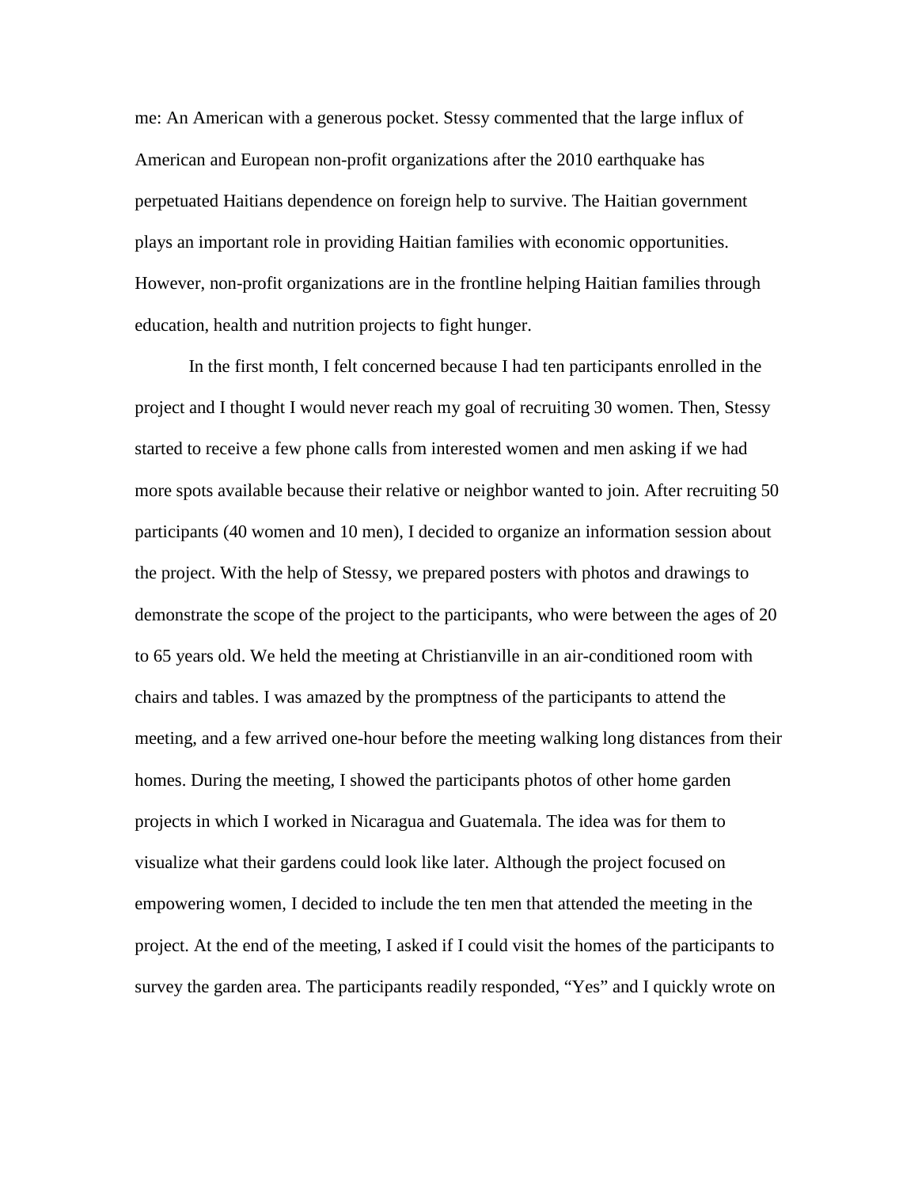me: An American with a generous pocket. Stessy commented that the large influx of American and European non-profit organizations after the 2010 earthquake has perpetuated Haitians dependence on foreign help to survive. The Haitian government plays an important role in providing Haitian families with economic opportunities. However, non-profit organizations are in the frontline helping Haitian families through education, health and nutrition projects to fight hunger.

In the first month, I felt concerned because I had ten participants enrolled in the project and I thought I would never reach my goal of recruiting 30 women. Then, Stessy started to receive a few phone calls from interested women and men asking if we had more spots available because their relative or neighbor wanted to join. After recruiting 50 participants (40 women and 10 men), I decided to organize an information session about the project. With the help of Stessy, we prepared posters with photos and drawings to demonstrate the scope of the project to the participants, who were between the ages of 20 to 65 years old. We held the meeting at Christianville in an air-conditioned room with chairs and tables. I was amazed by the promptness of the participants to attend the meeting, and a few arrived one-hour before the meeting walking long distances from their homes. During the meeting, I showed the participants photos of other home garden projects in which I worked in Nicaragua and Guatemala. The idea was for them to visualize what their gardens could look like later. Although the project focused on empowering women, I decided to include the ten men that attended the meeting in the project. At the end of the meeting, I asked if I could visit the homes of the participants to survey the garden area. The participants readily responded, "Yes" and I quickly wrote on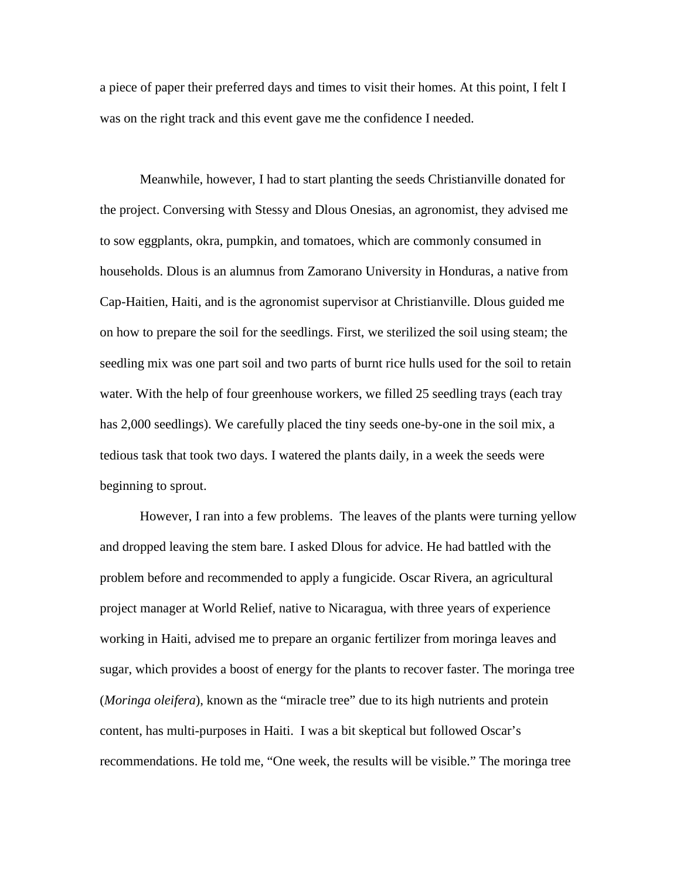a piece of paper their preferred days and times to visit their homes. At this point, I felt I was on the right track and this event gave me the confidence I needed.

Meanwhile, however, I had to start planting the seeds Christianville donated for the project. Conversing with Stessy and Dlous Onesias, an agronomist, they advised me to sow eggplants, okra, pumpkin, and tomatoes, which are commonly consumed in households. Dlous is an alumnus from Zamorano University in Honduras, a native from Cap-Haitien, Haiti, and is the agronomist supervisor at Christianville. Dlous guided me on how to prepare the soil for the seedlings. First, we sterilized the soil using steam; the seedling mix was one part soil and two parts of burnt rice hulls used for the soil to retain water. With the help of four greenhouse workers, we filled 25 seedling trays (each tray has 2,000 seedlings). We carefully placed the tiny seeds one-by-one in the soil mix, a tedious task that took two days. I watered the plants daily, in a week the seeds were beginning to sprout.

However, I ran into a few problems. The leaves of the plants were turning yellow and dropped leaving the stem bare. I asked Dlous for advice. He had battled with the problem before and recommended to apply a fungicide. Oscar Rivera, an agricultural project manager at World Relief, native to Nicaragua, with three years of experience working in Haiti, advised me to prepare an organic fertilizer from moringa leaves and sugar, which provides a boost of energy for the plants to recover faster. The moringa tree (*Moringa oleifera*), known as the "miracle tree" due to its high nutrients and protein content, has multi-purposes in Haiti. I was a bit skeptical but followed Oscar's recommendations. He told me, "One week, the results will be visible." The moringa tree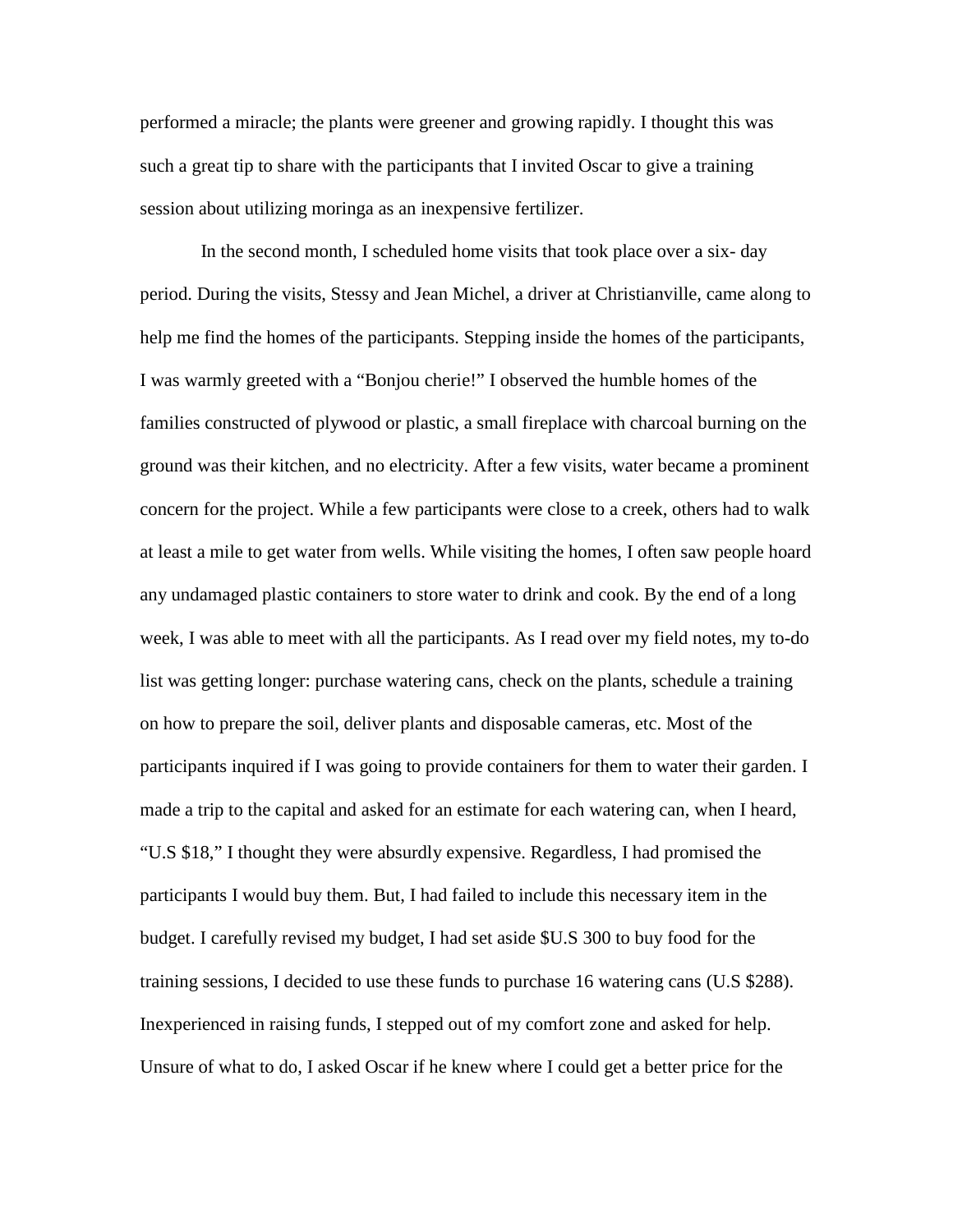performed a miracle; the plants were greener and growing rapidly. I thought this was such a great tip to share with the participants that I invited Oscar to give a training session about utilizing moringa as an inexpensive fertilizer.

In the second month, I scheduled home visits that took place over a six- day period. During the visits, Stessy and Jean Michel, a driver at Christianville, came along to help me find the homes of the participants. Stepping inside the homes of the participants, I was warmly greeted with a "Bonjou cherie!" I observed the humble homes of the families constructed of plywood or plastic, a small fireplace with charcoal burning on the ground was their kitchen, and no electricity. After a few visits, water became a prominent concern for the project. While a few participants were close to a creek, others had to walk at least a mile to get water from wells. While visiting the homes, I often saw people hoard any undamaged plastic containers to store water to drink and cook. By the end of a long week, I was able to meet with all the participants. As I read over my field notes, my to-do list was getting longer: purchase watering cans, check on the plants, schedule a training on how to prepare the soil, deliver plants and disposable cameras, etc. Most of the participants inquired if I was going to provide containers for them to water their garden. I made a trip to the capital and asked for an estimate for each watering can, when I heard, "U.S $18," I thought they were absurdly expensive. Regardless, I had promised the participants I would buy them. But, I had failed to include this necessary item in the budget. I carefully revised my budget, I had set aside $U.S 300 to buy food for the training sessions, I decided to use these funds to purchase 16 watering cans (U.S $288). Inexperienced in raising funds, I stepped out of my comfort zone and asked for help. Unsure of what to do, I asked Oscar if he knew where I could get a better price for the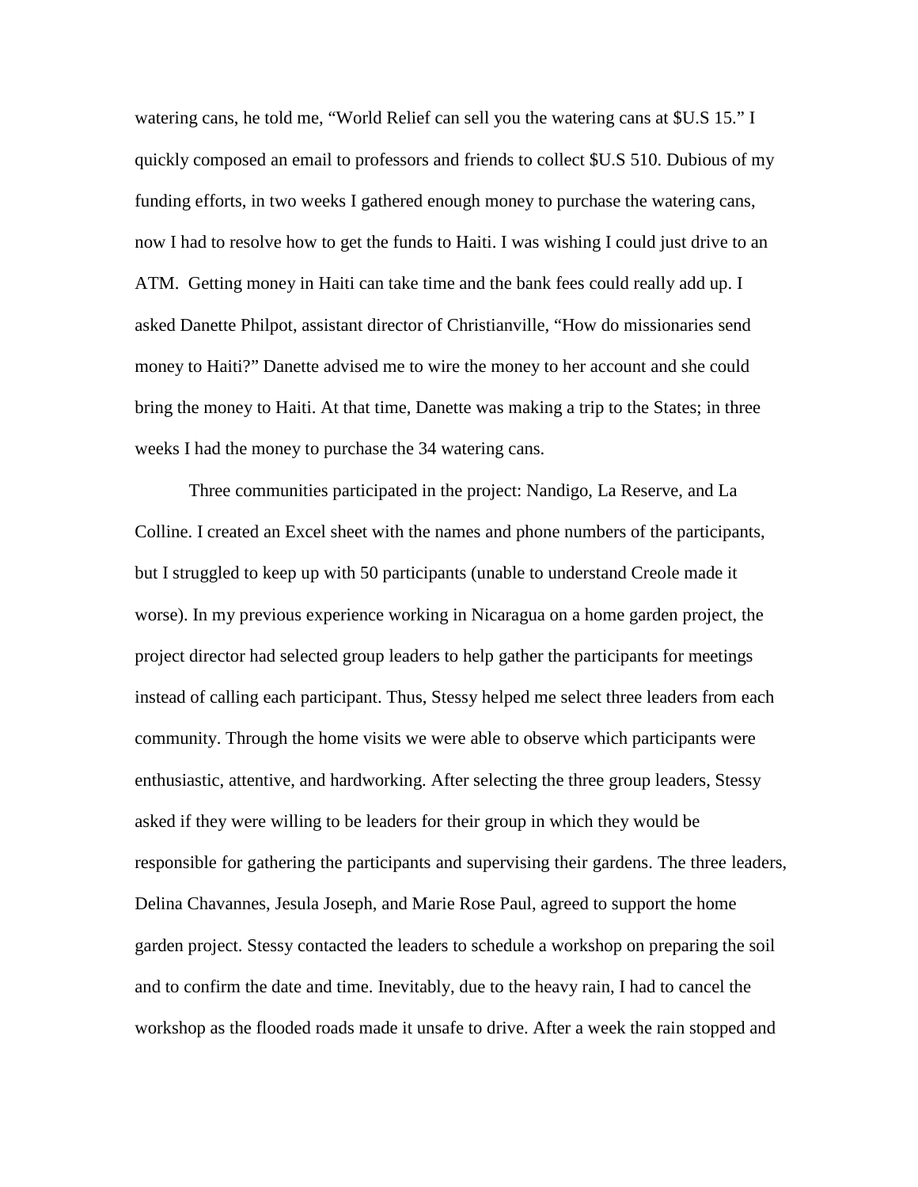watering cans, he told me, “World Relief can sell you the watering cans at $U.S 15.” I quickly composed an email to professors and friends to collect $U.S 510. Dubious of my funding efforts, in two weeks I gathered enough money to purchase the watering cans, now I had to resolve how to get the funds to Haiti. I was wishing I could just drive to an ATM. Getting money in Haiti can take time and the bank fees could really add up. I asked Danette Philpot, assistant director of Christianville, “How do missionaries send money to Haiti?” Danette advised me to wire the money to her account and she could bring the money to Haiti. At that time, Danette was making a trip to the States; in three weeks I had the money to purchase the 34 watering cans.

Three communities participated in the project: Nandigo, La Reserve, and La Colline. I created an Excel sheet with the names and phone numbers of the participants, but I struggled to keep up with 50 participants (unable to understand Creole made it worse). In my previous experience working in Nicaragua on a home garden project, the project director had selected group leaders to help gather the participants for meetings instead of calling each participant. Thus, Stessy helped me select three leaders from each community. Through the home visits we were able to observe which participants were enthusiastic, attentive, and hardworking. After selecting the three group leaders, Stessy asked if they were willing to be leaders for their group in which they would be responsible for gathering the participants and supervising their gardens. The three leaders, Delina Chavannes, Jesula Joseph, and Marie Rose Paul, agreed to support the home garden project. Stessy contacted the leaders to schedule a workshop on preparing the soil and to confirm the date and time. Inevitably, due to the heavy rain, I had to cancel the workshop as the flooded roads made it unsafe to drive. After a week the rain stopped and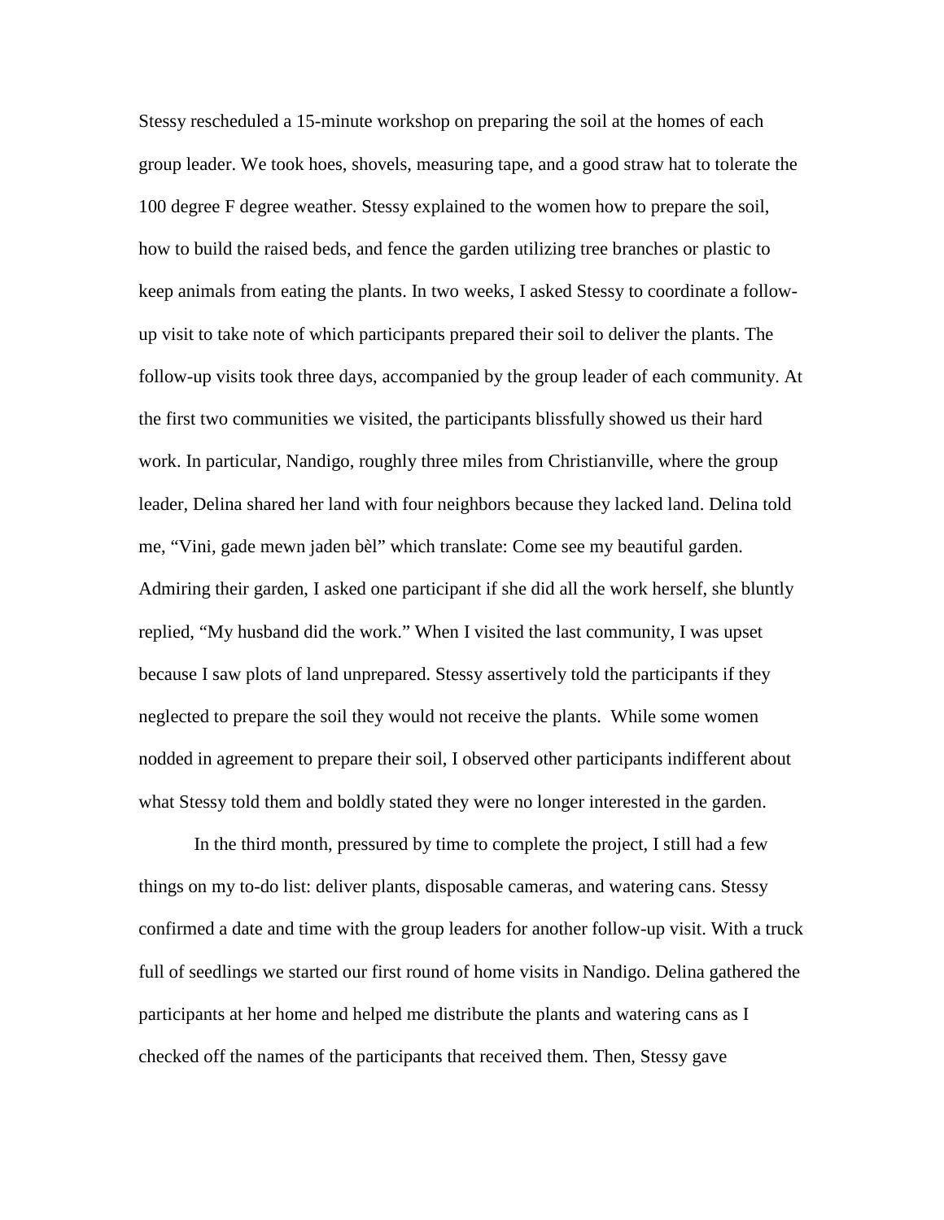Stessy rescheduled a 15-minute workshop on preparing the soil at the homes of each group leader. We took hoes, shovels, measuring tape, and a good straw hat to tolerate the 100 degree F degree weather. Stessy explained to the women how to prepare the soil, how to build the raised beds, and fence the garden utilizing tree branches or plastic to keep animals from eating the plants. In two weeks, I asked Stessy to coordinate a follow-up visit to take note of which participants prepared their soil to deliver the plants. The follow-up visits took three days, accompanied by the group leader of each community. At the first two communities we visited, the participants blissfully showed us their hard work. In particular, Nandigo, roughly three miles from Christianville, where the group leader, Delina shared her land with four neighbors because they lacked land. Delina told me, "Vini, gade mewn jaden bèl" which translate: Come see my beautiful garden. Admiring their garden, I asked one participant if she did all the work herself, she bluntly replied, "My husband did the work." When I visited the last community, I was upset because I saw plots of land unprepared. Stessy assertively told the participants if they neglected to prepare the soil they would not receive the plants. While some women nodded in agreement to prepare their soil, I observed other participants indifferent about what Stessy told them and boldly stated they were no longer interested in the garden.

In the third month, pressured by time to complete the project, I still had a few things on my to-do list: deliver plants, disposable cameras, and watering cans. Stessy confirmed a date and time with the group leaders for another follow-up visit. With a truck full of seedlings we started our first round of home visits in Nandigo. Delina gathered the participants at her home and helped me distribute the plants and watering cans as I checked off the names of the participants that received them. Then, Stessy gave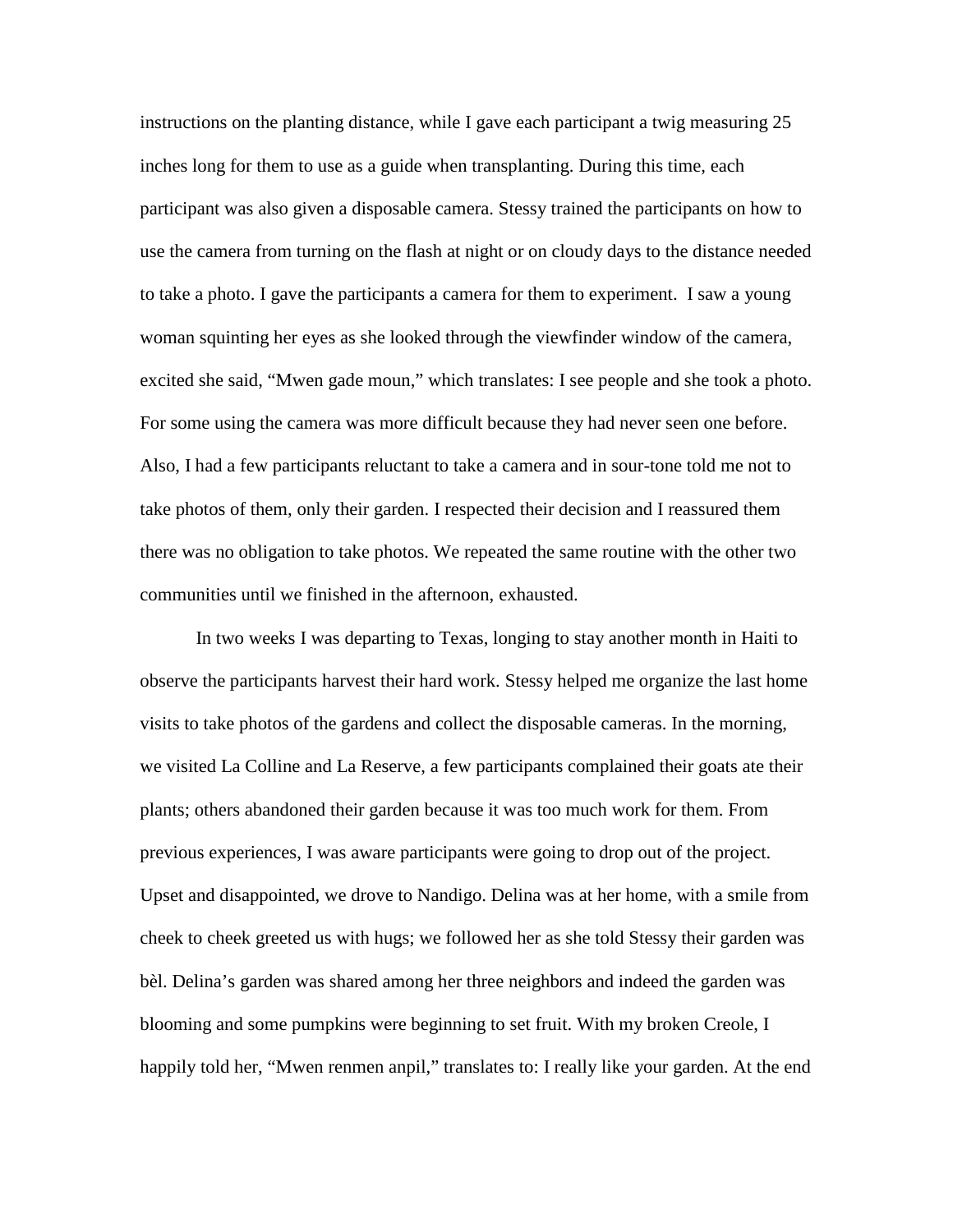instructions on the planting distance, while I gave each participant a twig measuring 25 inches long for them to use as a guide when transplanting. During this time, each participant was also given a disposable camera. Stessy trained the participants on how to use the camera from turning on the flash at night or on cloudy days to the distance needed to take a photo. I gave the participants a camera for them to experiment. I saw a young woman squinting her eyes as she looked through the viewfinder window of the camera, excited she said, "Mwen gade moun," which translates: I see people and she took a photo. For some using the camera was more difficult because they had never seen one before. Also, I had a few participants reluctant to take a camera and in sour-tone told me not to take photos of them, only their garden. I respected their decision and I reassured them there was no obligation to take photos. We repeated the same routine with the other two communities until we finished in the afternoon, exhausted.

In two weeks I was departing to Texas, longing to stay another month in Haiti to observe the participants harvest their hard work. Stessy helped me organize the last home visits to take photos of the gardens and collect the disposable cameras. In the morning, we visited La Colline and La Reserve, a few participants complained their goats ate their plants; others abandoned their garden because it was too much work for them. From previous experiences, I was aware participants were going to drop out of the project. Upset and disappointed, we drove to Nandigo. Delina was at her home, with a smile from cheek to cheek greeted us with hugs; we followed her as she told Stessy their garden was bèl. Delina's garden was shared among her three neighbors and indeed the garden was blooming and some pumpkins were beginning to set fruit. With my broken Creole, I happily told her, "Mwen renmen anpil," translates to: I really like your garden. At the end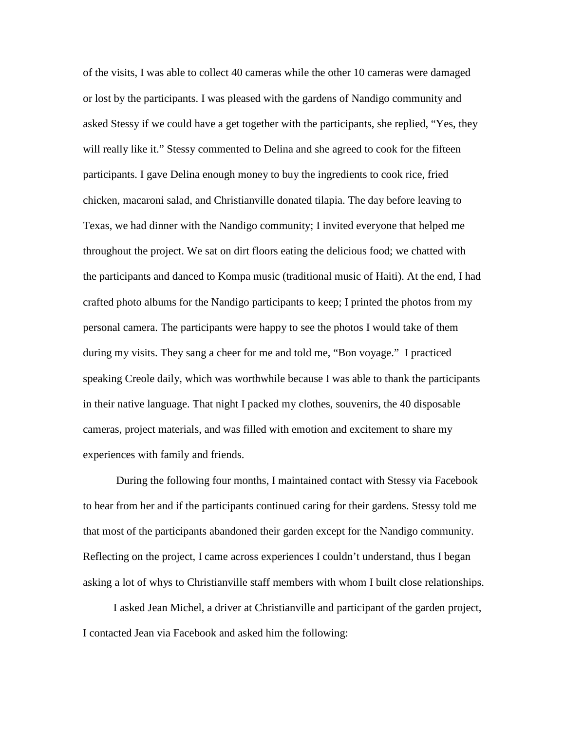of the visits, I was able to collect 40 cameras while the other 10 cameras were damaged or lost by the participants. I was pleased with the gardens of Nandigo community and asked Stessy if we could have a get together with the participants, she replied, “Yes, they will really like it.” Stessy commented to Delina and she agreed to cook for the fifteen participants. I gave Delina enough money to buy the ingredients to cook rice, fried chicken, macaroni salad, and Christianville donated tilapia. The day before leaving to Texas, we had dinner with the Nandigo community; I invited everyone that helped me throughout the project. We sat on dirt floors eating the delicious food; we chatted with the participants and danced to Kompa music (traditional music of Haiti). At the end, I had crafted photo albums for the Nandigo participants to keep; I printed the photos from my personal camera. The participants were happy to see the photos I would take of them during my visits. They sang a cheer for me and told me, “Bon voyage.” I practiced speaking Creole daily, which was worthwhile because I was able to thank the participants in their native language. That night I packed my clothes, souvenirs, the 40 disposable cameras, project materials, and was filled with emotion and excitement to share my experiences with family and friends.

During the following four months, I maintained contact with Stessy via Facebook to hear from her and if the participants continued caring for their gardens. Stessy told me that most of the participants abandoned their garden except for the Nandigo community. Reflecting on the project, I came across experiences I couldn’t understand, thus I began asking a lot of whys to Christianville staff members with whom I built close relationships.

I asked Jean Michel, a driver at Christianville and participant of the garden project, I contacted Jean via Facebook and asked him the following: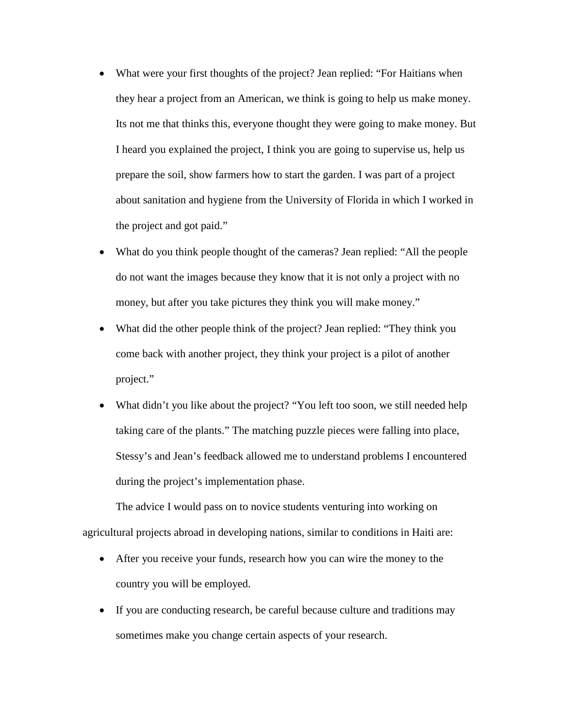- What were your first thoughts of the project? Jean replied: “For Haitians when they hear a project from an American, we think is going to help us make money. Its not me that thinks this, everyone thought they were going to make money. But I heard you explained the project, I think you are going to supervise us, help us prepare the soil, show farmers how to start the garden. I was part of a project about sanitation and hygiene from the University of Florida in which I worked in the project and got paid.”
- What do you think people thought of the cameras? Jean replied: “All the people do not want the images because they know that it is not only a project with no money, but after you take pictures they think you will make money.”
- What did the other people think of the project? Jean replied: “They think you come back with another project, they think your project is a pilot of another project.”
- What didn’t you like about the project? “You left too soon, we still needed help taking care of the plants.” The matching puzzle pieces were falling into place, Stessy’s and Jean’s feedback allowed me to understand problems I encountered during the project’s implementation phase.

The advice I would pass on to novice students venturing into working on agricultural projects abroad in developing nations, similar to conditions in Haiti are:

- After you receive your funds, research how you can wire the money to the country you will be employed.
- If you are conducting research, be careful because culture and traditions may sometimes make you change certain aspects of your research.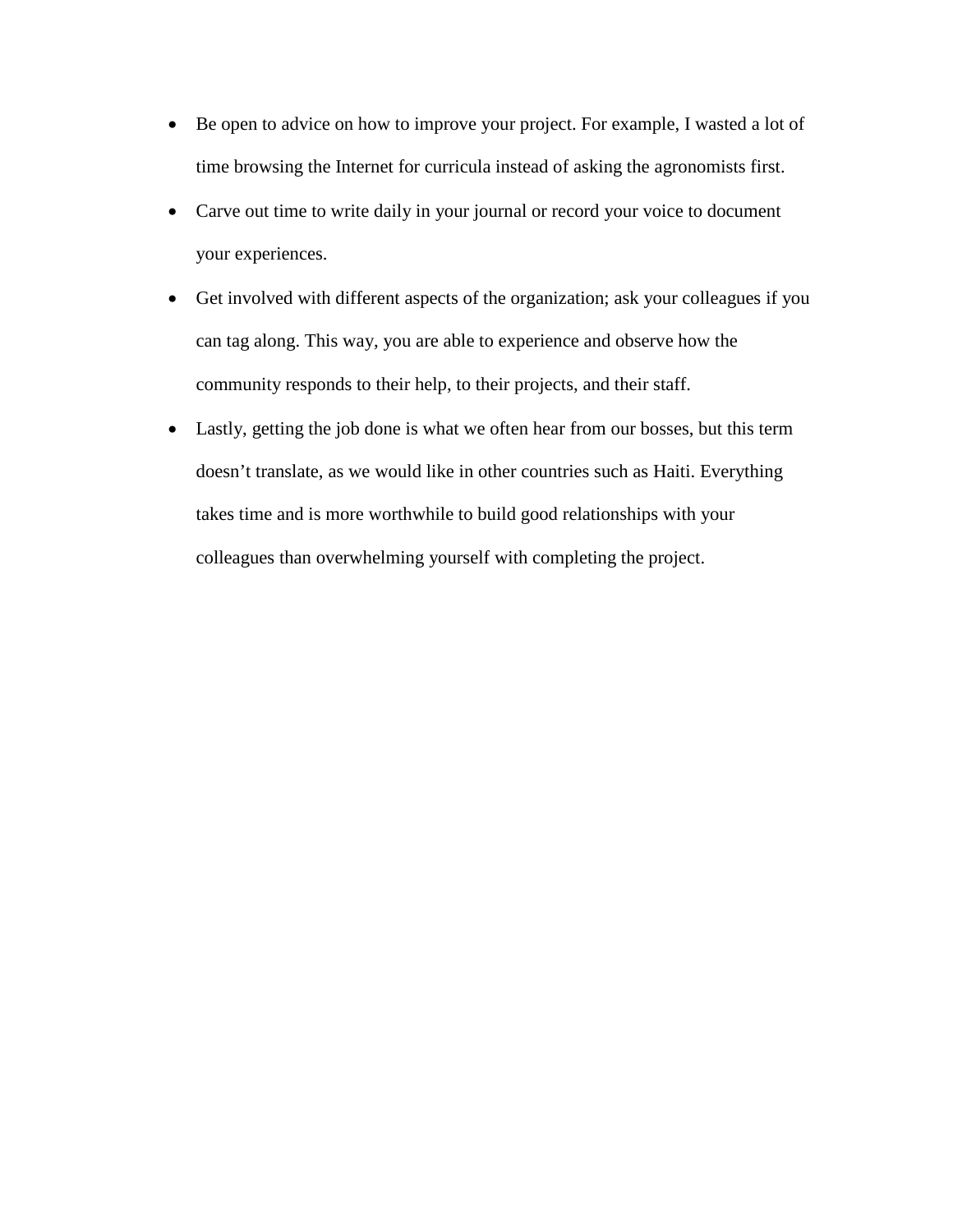- Be open to advice on how to improve your project. For example, I wasted a lot of time browsing the Internet for curricula instead of asking the agronomists first.
- Carve out time to write daily in your journal or record your voice to document your experiences.
- Get involved with different aspects of the organization; ask your colleagues if you can tag along. This way, you are able to experience and observe how the community responds to their help, to their projects, and their staff.
- Lastly, getting the job done is what we often hear from our bosses, but this term doesn't translate, as we would like in other countries such as Haiti. Everything takes time and is more worthwhile to build good relationships with your colleagues than overwhelming yourself with completing the project.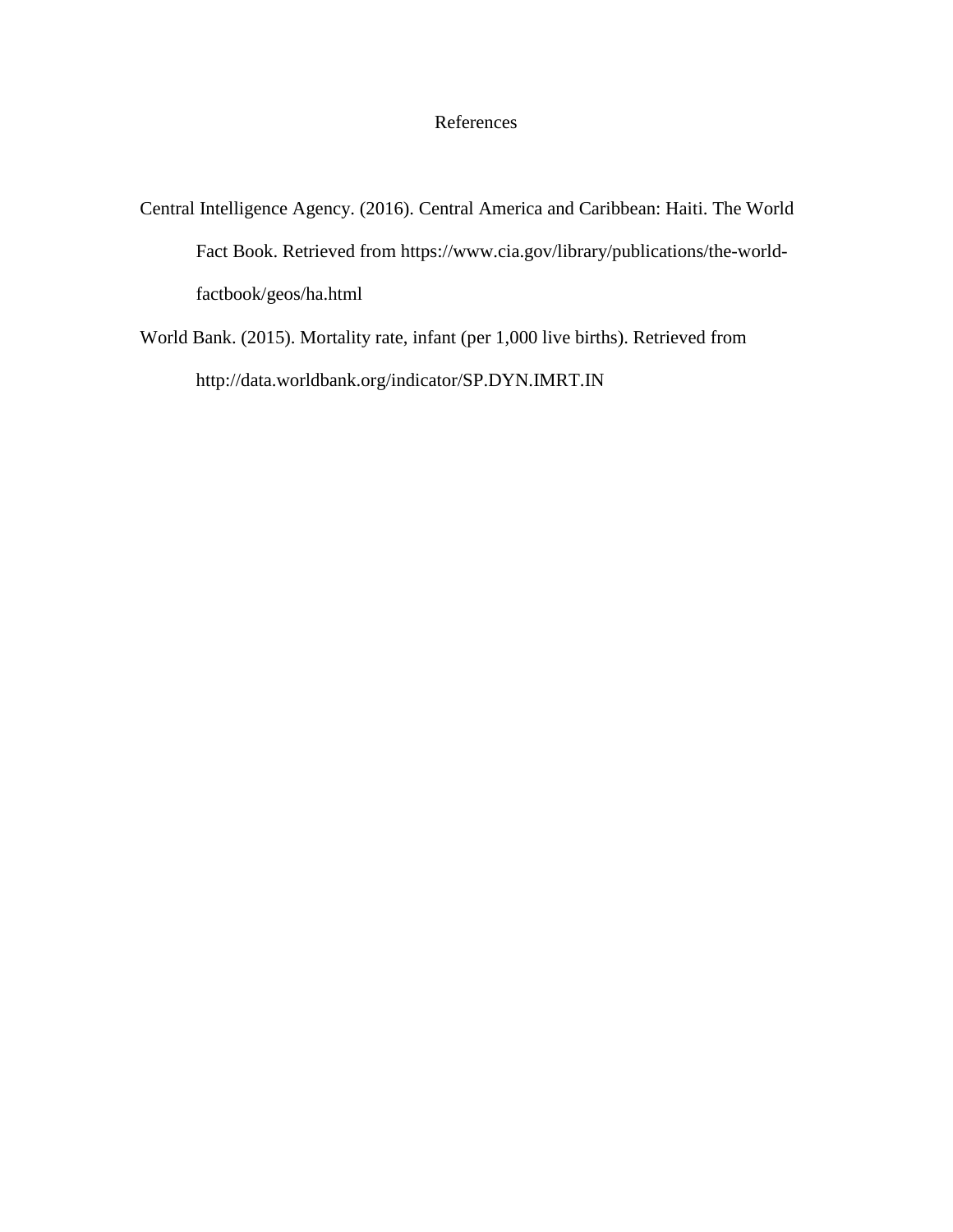# References

Central Intelligence Agency. (2016). Central America and Caribbean: Haiti. The World Fact Book. Retrieved from https://www.cia.gov/library/publications/the-world-factbook/geos/ha.html

World Bank. (2015). Mortality rate, infant (per 1,000 live births). Retrieved from http://data.worldbank.org/indicator/SP.DYN.IMRT.IN